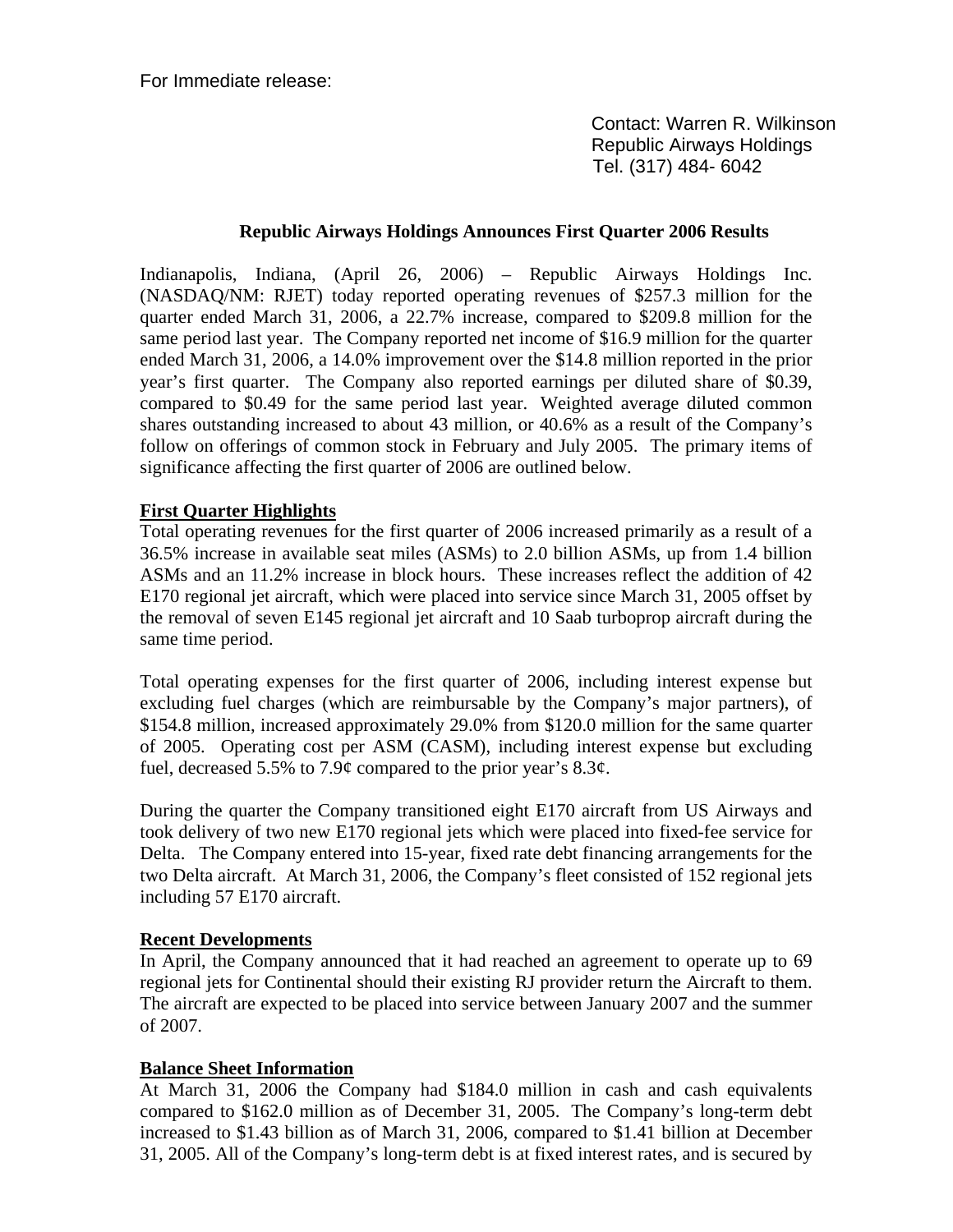For Immediate release:

Contact: Warren R. Wilkinson
Republic Airways Holdings
Tel. (317) 484- 6042

## Republic Airways Holdings Announces First Quarter 2006 Results

Indianapolis, Indiana, (April 26, 2006) – Republic Airways Holdings Inc. (NASDAQ/NM: RJET) today reported operating revenues of $257.3 million for the quarter ended March 31, 2006, a 22.7% increase, compared to $209.8 million for the same period last year. The Company reported net income of $16.9 million for the quarter ended March 31, 2006, a 14.0% improvement over the $14.8 million reported in the prior year's first quarter. The Company also reported earnings per diluted share of $0.39, compared to $0.49 for the same period last year. Weighted average diluted common shares outstanding increased to about 43 million, or 40.6% as a result of the Company's follow on offerings of common stock in February and July 2005. The primary items of significance affecting the first quarter of 2006 are outlined below.

**First Quarter Highlights**

Total operating revenues for the first quarter of 2006 increased primarily as a result of a 36.5% increase in available seat miles (ASMs) to 2.0 billion ASMs, up from 1.4 billion ASMs and an 11.2% increase in block hours. These increases reflect the addition of 42 E170 regional jet aircraft, which were placed into service since March 31, 2005 offset by the removal of seven E145 regional jet aircraft and 10 Saab turboprop aircraft during the same time period.

Total operating expenses for the first quarter of 2006, including interest expense but excluding fuel charges (which are reimbursable by the Company's major partners), of $154.8 million, increased approximately 29.0% from $120.0 million for the same quarter of 2005. Operating cost per ASM (CASM), including interest expense but excluding fuel, decreased 5.5% to 7.9¢ compared to the prior year's 8.3¢.

During the quarter the Company transitioned eight E170 aircraft from US Airways and took delivery of two new E170 regional jets which were placed into fixed-fee service for Delta. The Company entered into 15-year, fixed rate debt financing arrangements for the two Delta aircraft. At March 31, 2006, the Company's fleet consisted of 152 regional jets including 57 E170 aircraft.

**Recent Developments**

In April, the Company announced that it had reached an agreement to operate up to 69 regional jets for Continental should their existing RJ provider return the Aircraft to them. The aircraft are expected to be placed into service between January 2007 and the summer of 2007.

**Balance Sheet Information**

At March 31, 2006 the Company had $184.0 million in cash and cash equivalents compared to $162.0 million as of December 31, 2005. The Company's long-term debt increased to $1.43 billion as of March 31, 2006, compared to $1.41 billion at December 31, 2005. All of the Company's long-term debt is at fixed interest rates, and is secured by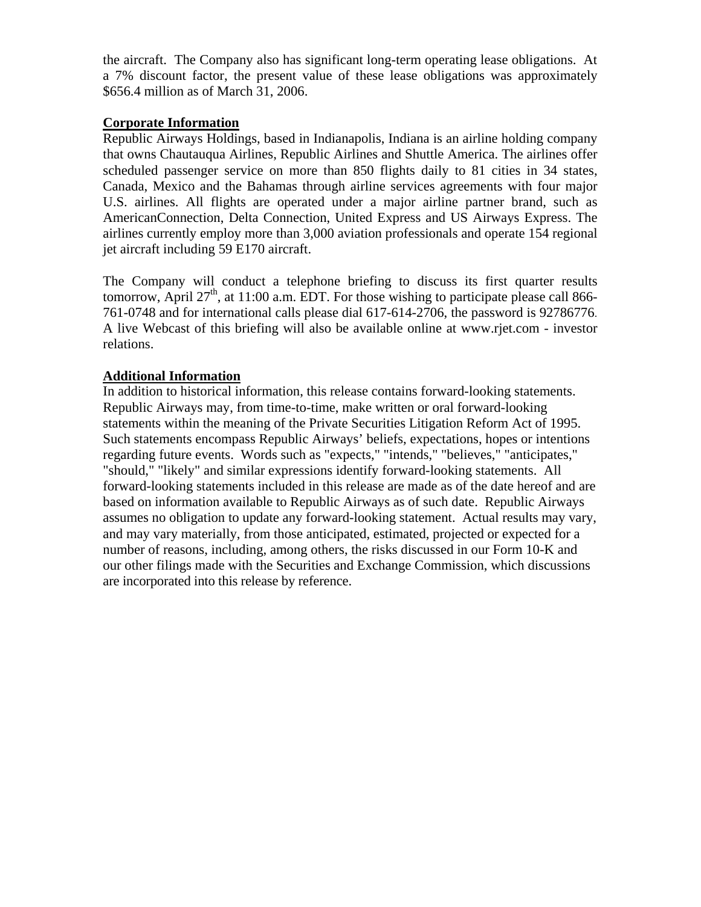the aircraft. The Company also has significant long-term operating lease obligations. At a 7% discount factor, the present value of these lease obligations was approximately $656.4 million as of March 31, 2006.

**Corporate Information**

Republic Airways Holdings, based in Indianapolis, Indiana is an airline holding company that owns Chautauqua Airlines, Republic Airlines and Shuttle America. The airlines offer scheduled passenger service on more than 850 flights daily to 81 cities in 34 states, Canada, Mexico and the Bahamas through airline services agreements with four major U.S. airlines. All flights are operated under a major airline partner brand, such as AmericanConnection, Delta Connection, United Express and US Airways Express. The airlines currently employ more than 3,000 aviation professionals and operate 154 regional jet aircraft including 59 E170 aircraft.

The Company will conduct a telephone briefing to discuss its first quarter results tomorrow, April 27th, at 11:00 a.m. EDT. For those wishing to participate please call 866-761-0748 and for international calls please dial 617-614-2706, the password is 92786776. A live Webcast of this briefing will also be available online at www.rjet.com - investor relations.

**Additional Information**

In addition to historical information, this release contains forward-looking statements. Republic Airways may, from time-to-time, make written or oral forward-looking statements within the meaning of the Private Securities Litigation Reform Act of 1995. Such statements encompass Republic Airways' beliefs, expectations, hopes or intentions regarding future events. Words such as "expects," "intends," "believes," "anticipates," "should," "likely" and similar expressions identify forward-looking statements. All forward-looking statements included in this release are made as of the date hereof and are based on information available to Republic Airways as of such date. Republic Airways assumes no obligation to update any forward-looking statement. Actual results may vary, and may vary materially, from those anticipated, estimated, projected or expected for a number of reasons, including, among others, the risks discussed in our Form 10-K and our other filings made with the Securities and Exchange Commission, which discussions are incorporated into this release by reference.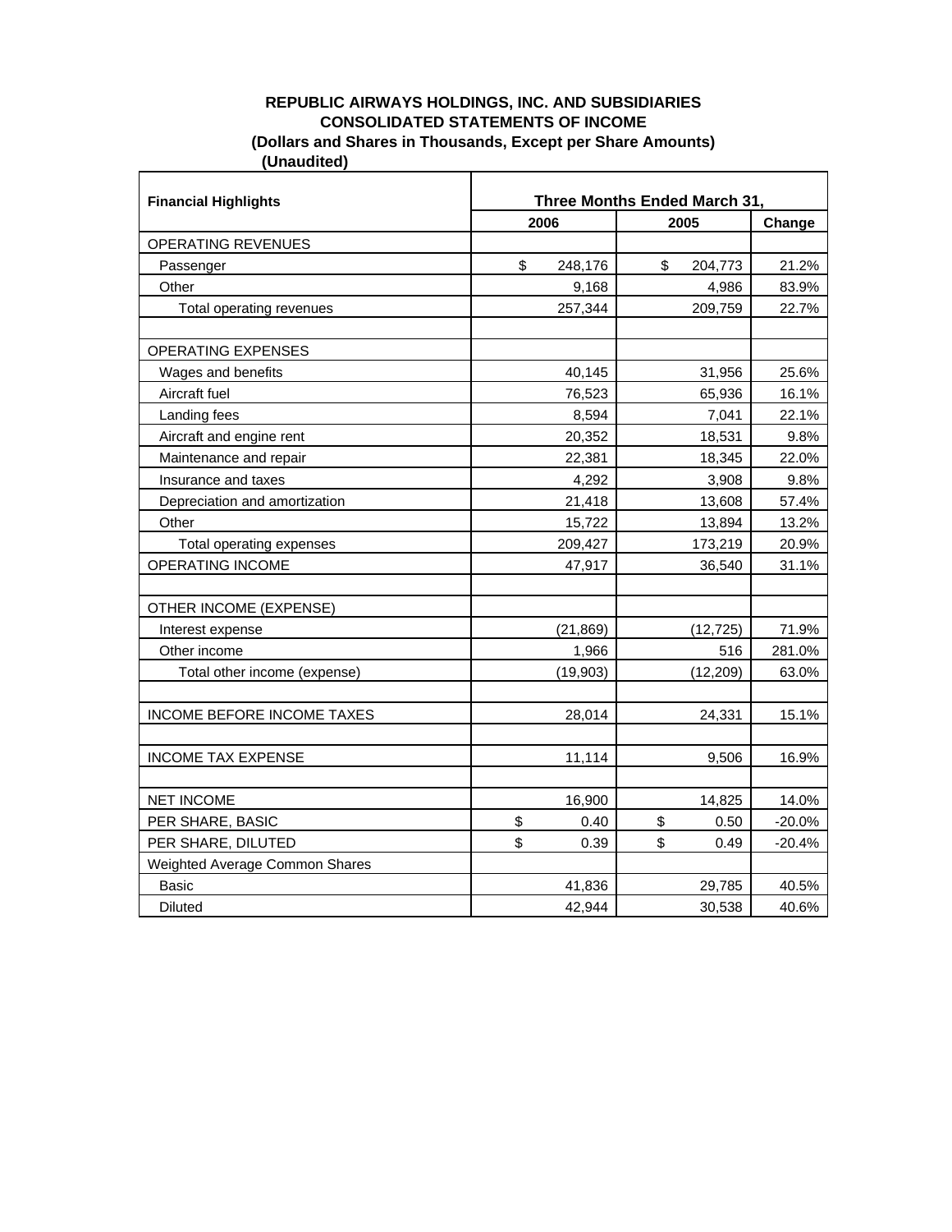**REPUBLIC AIRWAYS HOLDINGS, INC. AND SUBSIDIARIES**
**CONSOLIDATED STATEMENTS OF INCOME**
**(Dollars and Shares in Thousands, Except per Share Amounts)**
**(Unaudited)**

| Financial Highlights | Three Months Ended March 31, | | |
|---|---|---|---|
| | 2006 | 2005 | Change |
| OPERATING REVENUES | | | |
| Passenger | $ 248,176 | $ 204,773 | 21.2% |
| Other | 9,168 | 4,986 | 83.9% |
| Total operating revenues | 257,344 | 209,759 | 22.7% |
| | | | |
| OPERATING EXPENSES | | | |
| Wages and benefits | 40,145 | 31,956 | 25.6% |
| Aircraft fuel | 76,523 | 65,936 | 16.1% |
| Landing fees | 8,594 | 7,041 | 22.1% |
| Aircraft and engine rent | 20,352 | 18,531 | 9.8% |
| Maintenance and repair | 22,381 | 18,345 | 22.0% |
| Insurance and taxes | 4,292 | 3,908 | 9.8% |
| Depreciation and amortization | 21,418 | 13,608 | 57.4% |
| Other | 15,722 | 13,894 | 13.2% |
| Total operating expenses | 209,427 | 173,219 | 20.9% |
| OPERATING INCOME | 47,917 | 36,540 | 31.1% |
| | | | |
| OTHER INCOME (EXPENSE) | | | |
| Interest expense | (21,869) | (12,725) | 71.9% |
| Other income | 1,966 | 516 | 281.0% |
| Total other income (expense) | (19,903) | (12,209) | 63.0% |
| | | | |
| INCOME BEFORE INCOME TAXES | 28,014 | 24,331 | 15.1% |
| | | | |
| INCOME TAX EXPENSE | 11,114 | 9,506 | 16.9% |
| | | | |
| NET INCOME | 16,900 | 14,825 | 14.0% |
| PER SHARE, BASIC | $ 0.40 | $ 0.50 | -20.0% |
| PER SHARE, DILUTED | $ 0.39 | $ 0.49 | -20.4% |
| Weighted Average Common Shares | | | |
| Basic | 41,836 | 29,785 | 40.5% |
| Diluted | 42,944 | 30,538 | 40.6% |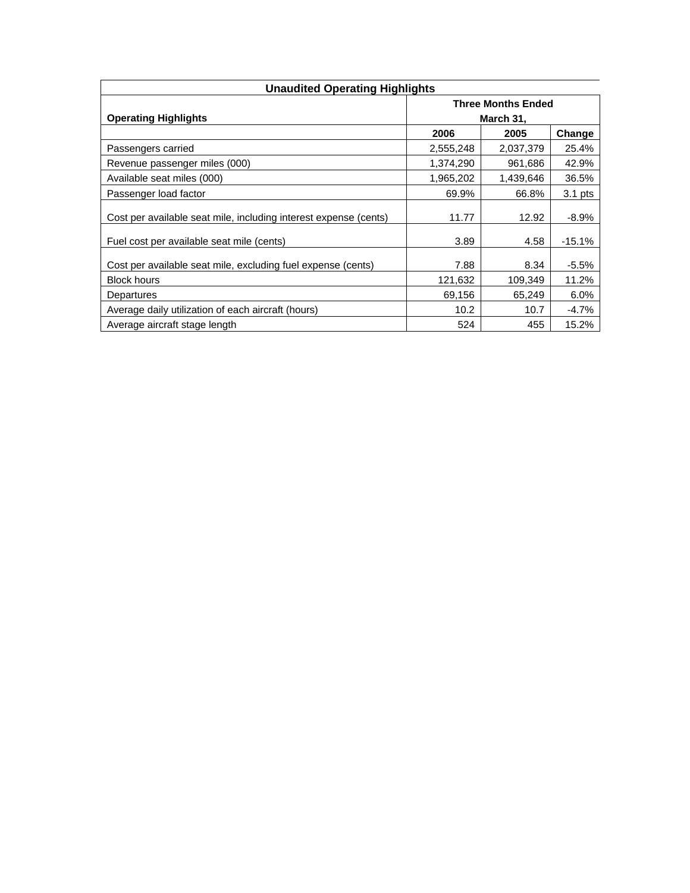| Unaudited Operating Highlights | | | |
|---|---|---|---|
| Operating Highlights | Three Months Ended March 31, | | |
| | 2006 | 2005 | Change |
| Passengers carried | 2,555,248 | 2,037,379 | 25.4% |
| Revenue passenger miles (000) | 1,374,290 | 961,686 | 42.9% |
| Available seat miles (000) | 1,965,202 | 1,439,646 | 36.5% |
| Passenger load factor | 69.9% | 66.8% | 3.1 pts |
| Cost per available seat mile, including interest expense (cents) | 11.77 | 12.92 | -8.9% |
| Fuel cost per available seat mile (cents) | 3.89 | 4.58 | -15.1% |
| Cost per available seat mile, excluding fuel expense (cents) | 7.88 | 8.34 | -5.5% |
| Block hours | 121,632 | 109,349 | 11.2% |
| Departures | 69,156 | 65,249 | 6.0% |
| Average daily utilization of each aircraft (hours) | 10.2 | 10.7 | -4.7% |
| Average aircraft stage length | 524 | 455 | 15.2% |